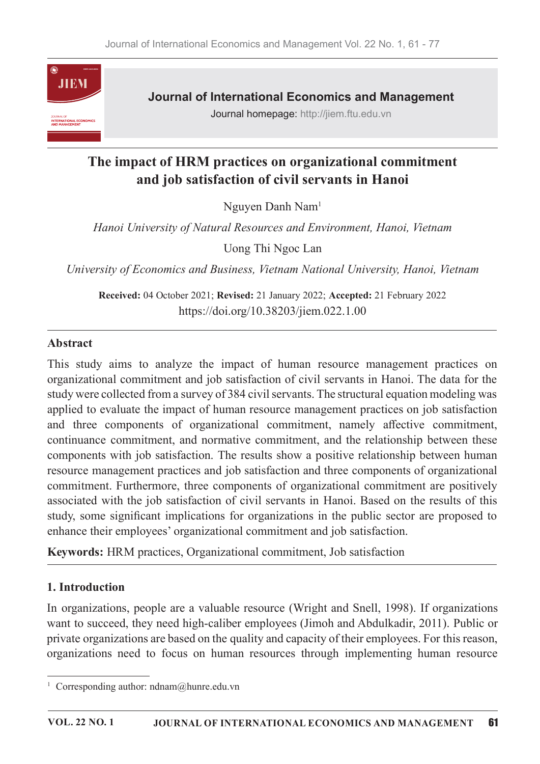# The impact of HRM practices on organizational commitment and job satisfaction of civil servants in Hanoi

Nguyen Danh Nam[1]

*Hanoi University of Natural Resources and Environment, Hanoi, Vietnam*

Uong Thi Ngoc Lan

*University of Economics and Business, Vietnam National University, Hanoi, Vietnam*

**Received:** 04 October 2021; **Revised:** 21 January 2022; **Accepted:** 21 February 2022

https://doi.org/10.38203/jiem.022.1.00

## Abstract

This study aims to analyze the impact of human resource management practices on organizational commitment and job satisfaction of civil servants in Hanoi. The data for the study were collected from a survey of 384 civil servants. The structural equation modeling was applied to evaluate the impact of human resource management practices on job satisfaction and three components of organizational commitment, namely affective commitment, continuance commitment, and normative commitment, and the relationship between these components with job satisfaction. The results show a positive relationship between human resource management practices and job satisfaction and three components of organizational commitment. Furthermore, three components of organizational commitment are positively associated with the job satisfaction of civil servants in Hanoi. Based on the results of this study, some significant implications for organizations in the public sector are proposed to enhance their employees' organizational commitment and job satisfaction.

**Keywords:** HRM practices, Organizational commitment, Job satisfaction

## 1. Introduction

In organizations, people are a valuable resource (Wright and Snell, 1998). If organizations want to succeed, they need high-caliber employees (Jimoh and Abdulkadir, 2011). Public or private organizations are based on the quality and capacity of their employees. For this reason, organizations need to focus on human resources through implementing human resource

[1] Corresponding author: ndnam@hunre.edu.vn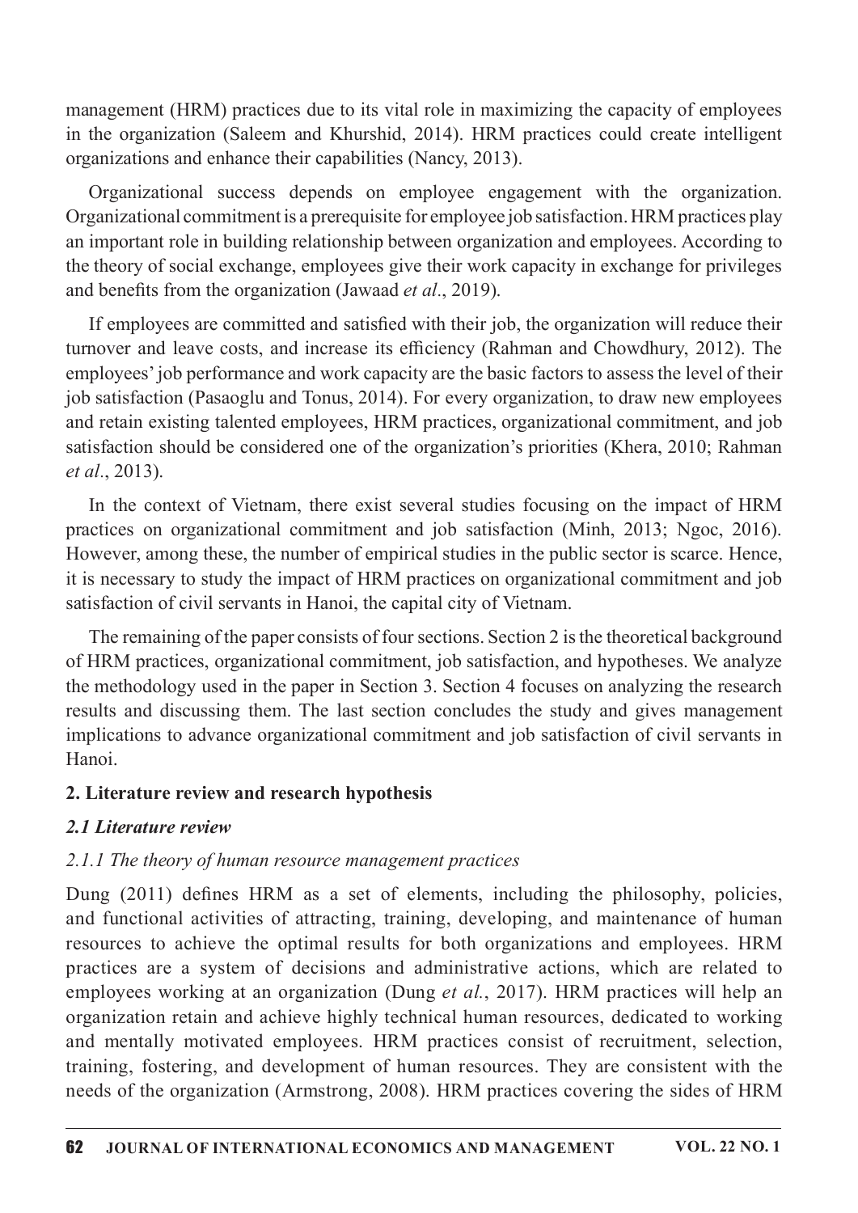management (HRM) practices due to its vital role in maximizing the capacity of employees in the organization (Saleem and Khurshid, 2014). HRM practices could create intelligent organizations and enhance their capabilities (Nancy, 2013).

Organizational success depends on employee engagement with the organization. Organizational commitment is a prerequisite for employee job satisfaction. HRM practices play an important role in building relationship between organization and employees. According to the theory of social exchange, employees give their work capacity in exchange for privileges and benefits from the organization (Jawaad *et al*., 2019).

If employees are committed and satisfied with their job, the organization will reduce their turnover and leave costs, and increase its efficiency (Rahman and Chowdhury, 2012). The employees' job performance and work capacity are the basic factors to assess the level of their job satisfaction (Pasaoglu and Tonus, 2014). For every organization, to draw new employees and retain existing talented employees, HRM practices, organizational commitment, and job satisfaction should be considered one of the organization's priorities (Khera, 2010; Rahman *et al*., 2013).

In the context of Vietnam, there exist several studies focusing on the impact of HRM practices on organizational commitment and job satisfaction (Minh, 2013; Ngoc, 2016). However, among these, the number of empirical studies in the public sector is scarce. Hence, it is necessary to study the impact of HRM practices on organizational commitment and job satisfaction of civil servants in Hanoi, the capital city of Vietnam.

The remaining of the paper consists of four sections. Section 2 is the theoretical background of HRM practices, organizational commitment, job satisfaction, and hypotheses. We analyze the methodology used in the paper in Section 3. Section 4 focuses on analyzing the research results and discussing them. The last section concludes the study and gives management implications to advance organizational commitment and job satisfaction of civil servants in Hanoi.

## 2. Literature review and research hypothesis

### *2.1 Literature review*

#### *2.1.1 The theory of human resource management practices*

Dung (2011) defines HRM as a set of elements, including the philosophy, policies, and functional activities of attracting, training, developing, and maintenance of human resources to achieve the optimal results for both organizations and employees. HRM practices are a system of decisions and administrative actions, which are related to employees working at an organization (Dung *et al.*, 2017). HRM practices will help an organization retain and achieve highly technical human resources, dedicated to working and mentally motivated employees. HRM practices consist of recruitment, selection, training, fostering, and development of human resources. They are consistent with the needs of the organization (Armstrong, 2008). HRM practices covering the sides of HRM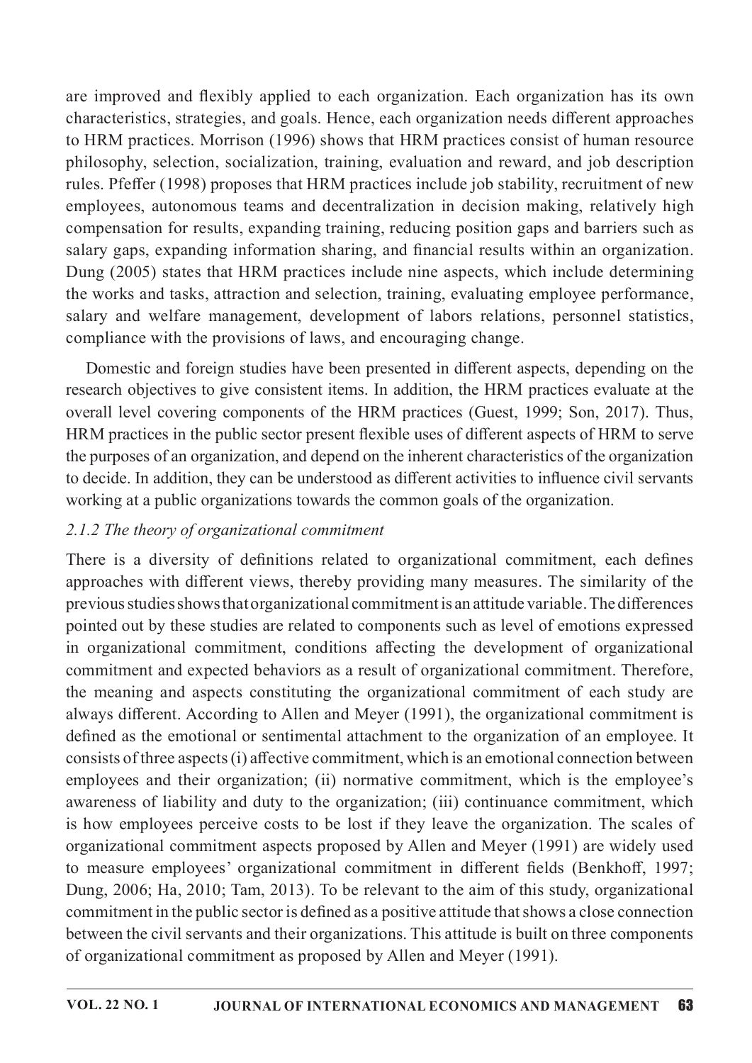are improved and flexibly applied to each organization. Each organization has its own characteristics, strategies, and goals. Hence, each organization needs different approaches to HRM practices. Morrison (1996) shows that HRM practices consist of human resource philosophy, selection, socialization, training, evaluation and reward, and job description rules. Pfeffer (1998) proposes that HRM practices include job stability, recruitment of new employees, autonomous teams and decentralization in decision making, relatively high compensation for results, expanding training, reducing position gaps and barriers such as salary gaps, expanding information sharing, and financial results within an organization. Dung (2005) states that HRM practices include nine aspects, which include determining the works and tasks, attraction and selection, training, evaluating employee performance, salary and welfare management, development of labors relations, personnel statistics, compliance with the provisions of laws, and encouraging change.

Domestic and foreign studies have been presented in different aspects, depending on the research objectives to give consistent items. In addition, the HRM practices evaluate at the overall level covering components of the HRM practices (Guest, 1999; Son, 2017). Thus, HRM practices in the public sector present flexible uses of different aspects of HRM to serve the purposes of an organization, and depend on the inherent characteristics of the organization to decide. In addition, they can be understood as different activities to influence civil servants working at a public organizations towards the common goals of the organization.

### *2.1.2 The theory of organizational commitment*

There is a diversity of definitions related to organizational commitment, each defines approaches with different views, thereby providing many measures. The similarity of the previous studies shows that organizational commitment is an attitude variable. The differences pointed out by these studies are related to components such as level of emotions expressed in organizational commitment, conditions affecting the development of organizational commitment and expected behaviors as a result of organizational commitment. Therefore, the meaning and aspects constituting the organizational commitment of each study are always different. According to Allen and Meyer (1991), the organizational commitment is defined as the emotional or sentimental attachment to the organization of an employee. It consists of three aspects (i) affective commitment, which is an emotional connection between employees and their organization; (ii) normative commitment, which is the employee's awareness of liability and duty to the organization; (iii) continuance commitment, which is how employees perceive costs to be lost if they leave the organization. The scales of organizational commitment aspects proposed by Allen and Meyer (1991) are widely used to measure employees' organizational commitment in different fields (Benkhoff, 1997; Dung, 2006; Ha, 2010; Tam, 2013). To be relevant to the aim of this study, organizational commitment in the public sector is defined as a positive attitude that shows a close connection between the civil servants and their organizations. This attitude is built on three components of organizational commitment as proposed by Allen and Meyer (1991).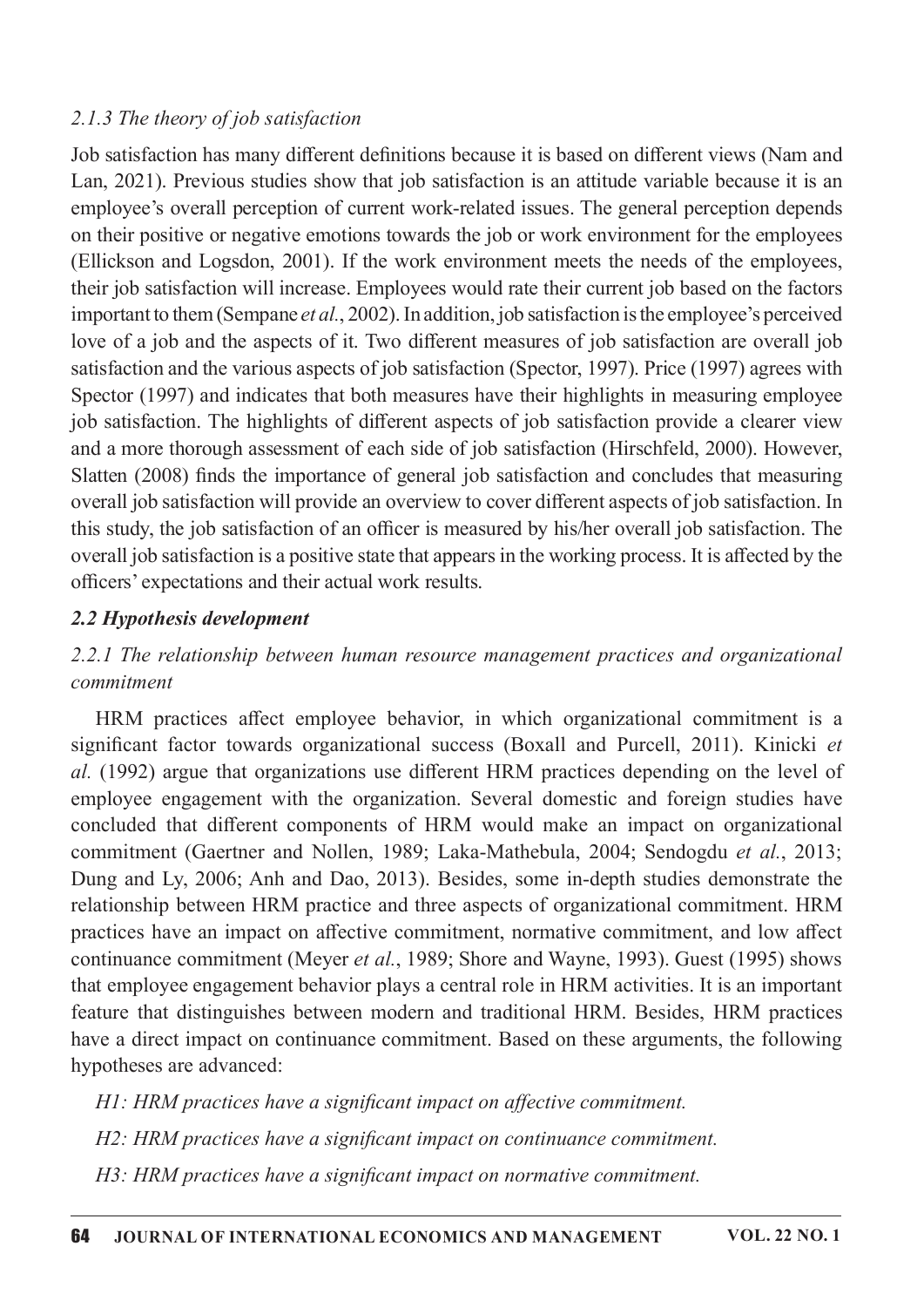### *2.1.3 The theory of job satisfaction*

Job satisfaction has many different definitions because it is based on different views (Nam and Lan, 2021). Previous studies show that job satisfaction is an attitude variable because it is an employee's overall perception of current work-related issues. The general perception depends on their positive or negative emotions towards the job or work environment for the employees (Ellickson and Logsdon, 2001). If the work environment meets the needs of the employees, their job satisfaction will increase. Employees would rate their current job based on the factors important to them (Sempane *et al.*, 2002). In addition, job satisfaction is the employee's perceived love of a job and the aspects of it. Two different measures of job satisfaction are overall job satisfaction and the various aspects of job satisfaction (Spector, 1997). Price (1997) agrees with Spector (1997) and indicates that both measures have their highlights in measuring employee job satisfaction. The highlights of different aspects of job satisfaction provide a clearer view and a more thorough assessment of each side of job satisfaction (Hirschfeld, 2000). However, Slatten (2008) finds the importance of general job satisfaction and concludes that measuring overall job satisfaction will provide an overview to cover different aspects of job satisfaction. In this study, the job satisfaction of an officer is measured by his/her overall job satisfaction. The overall job satisfaction is a positive state that appears in the working process. It is affected by the officers' expectations and their actual work results.

## ***2.2 Hypothesis development***

### *2.2.1 The relationship between human resource management practices and organizational commitment*

HRM practices affect employee behavior, in which organizational commitment is a significant factor towards organizational success (Boxall and Purcell, 2011). Kinicki *et al.* (1992) argue that organizations use different HRM practices depending on the level of employee engagement with the organization. Several domestic and foreign studies have concluded that different components of HRM would make an impact on organizational commitment (Gaertner and Nollen, 1989; Laka-Mathebula, 2004; Sendogdu *et al.*, 2013; Dung and Ly, 2006; Anh and Dao, 2013). Besides, some in-depth studies demonstrate the relationship between HRM practice and three aspects of organizational commitment. HRM practices have an impact on affective commitment, normative commitment, and low affect continuance commitment (Meyer *et al.*, 1989; Shore and Wayne, 1993). Guest (1995) shows that employee engagement behavior plays a central role in HRM activities. It is an important feature that distinguishes between modern and traditional HRM. Besides, HRM practices have a direct impact on continuance commitment. Based on these arguments, the following hypotheses are advanced:

*H1: HRM practices have a significant impact on affective commitment.*

*H2: HRM practices have a significant impact on continuance commitment.*

*H3: HRM practices have a significant impact on normative commitment.*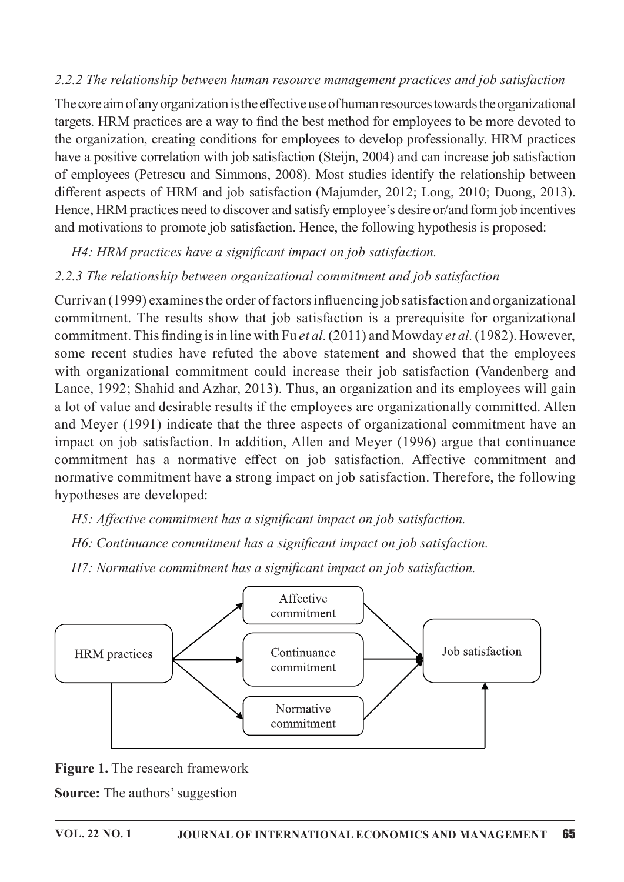### *2.2.2 The relationship between human resource management practices and job satisfaction*

The core aim of any organization is the effective use of human resources towards the organizational targets. HRM practices are a way to find the best method for employees to be more devoted to the organization, creating conditions for employees to develop professionally. HRM practices have a positive correlation with job satisfaction (Steijn, 2004) and can increase job satisfaction of employees (Petrescu and Simmons, 2008). Most studies identify the relationship between different aspects of HRM and job satisfaction (Majumder, 2012; Long, 2010; Duong, 2013). Hence, HRM practices need to discover and satisfy employee's desire or/and form job incentives and motivations to promote job satisfaction. Hence, the following hypothesis is proposed:

*H4: HRM practices have a significant impact on job satisfaction.*

### *2.2.3 The relationship between organizational commitment and job satisfaction*

Currivan (1999) examines the order of factors influencing job satisfaction and organizational commitment. The results show that job satisfaction is a prerequisite for organizational commitment. This finding is in line with Fu *et al.* (2011) and Mowday *et al.* (1982). However, some recent studies have refuted the above statement and showed that the employees with organizational commitment could increase their job satisfaction (Vandenberg and Lance, 1992; Shahid and Azhar, 2013). Thus, an organization and its employees will gain a lot of value and desirable results if the employees are organizationally committed. Allen and Meyer (1991) indicate that the three aspects of organizational commitment have an impact on job satisfaction. In addition, Allen and Meyer (1996) argue that continuance commitment has a normative effect on job satisfaction. Affective commitment and normative commitment have a strong impact on job satisfaction. Therefore, the following hypotheses are developed:

*H5: Affective commitment has a significant impact on job satisfaction.*

*H6: Continuance commitment has a significant impact on job satisfaction.*

*H7: Normative commitment has a significant impact on job satisfaction.*

**Figure 1.** The research framework

**Source:** The authors' suggestion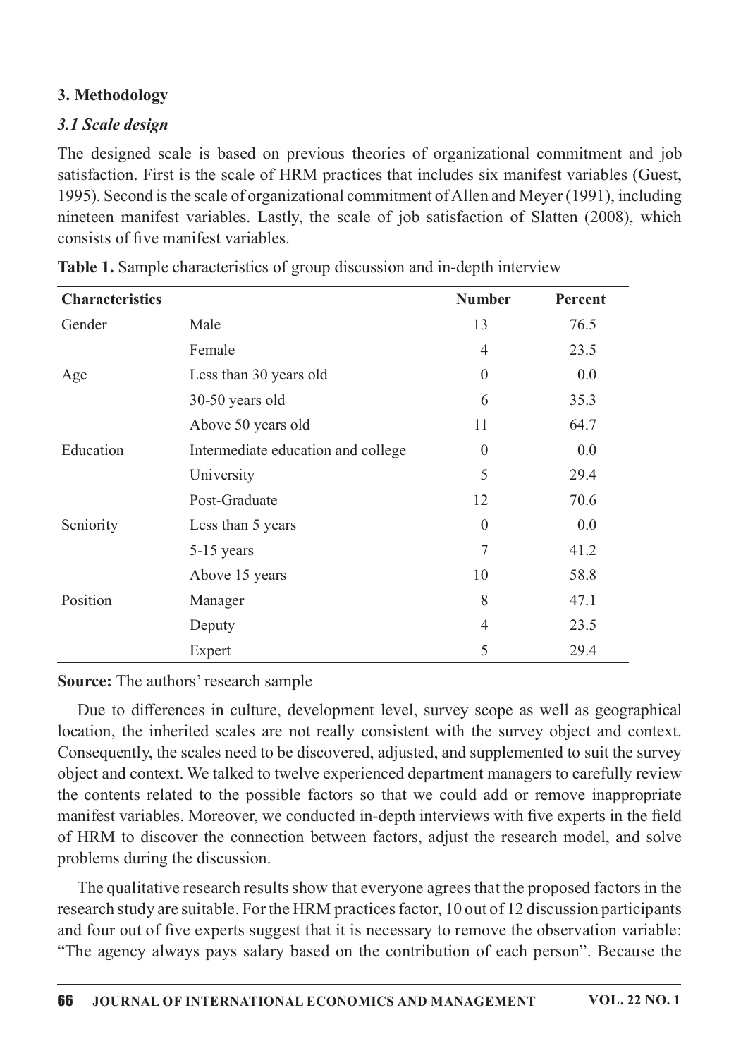## 3. Methodology

### *3.1 Scale design*

The designed scale is based on previous theories of organizational commitment and job satisfaction. First is the scale of HRM practices that includes six manifest variables (Guest, 1995). Second is the scale of organizational commitment of Allen and Meyer (1991), including nineteen manifest variables. Lastly, the scale of job satisfaction of Slatten (2008), which consists of five manifest variables.

**Table 1.** Sample characteristics of group discussion and in-depth interview

| Characteristics | | Number | Percent |
|---|---|---|---|
| Gender | Male | 13 | 76.5 |
| | Female | 4 | 23.5 |
| Age | Less than 30 years old | 0 | 0.0 |
| | 30-50 years old | 6 | 35.3 |
| | Above 50 years old | 11 | 64.7 |
| Education | Intermediate education and college | 0 | 0.0 |
| | University | 5 | 29.4 |
| | Post-Graduate | 12 | 70.6 |
| Seniority | Less than 5 years | 0 | 0.0 |
| | 5-15 years | 7 | 41.2 |
| | Above 15 years | 10 | 58.8 |
| Position | Manager | 8 | 47.1 |
| | Deputy | 4 | 23.5 |
| | Expert | 5 | 29.4 |

**Source:** The authors' research sample

Due to differences in culture, development level, survey scope as well as geographical location, the inherited scales are not really consistent with the survey object and context. Consequently, the scales need to be discovered, adjusted, and supplemented to suit the survey object and context. We talked to twelve experienced department managers to carefully review the contents related to the possible factors so that we could add or remove inappropriate manifest variables. Moreover, we conducted in-depth interviews with five experts in the field of HRM to discover the connection between factors, adjust the research model, and solve problems during the discussion.

The qualitative research results show that everyone agrees that the proposed factors in the research study are suitable. For the HRM practices factor, 10 out of 12 discussion participants and four out of five experts suggest that it is necessary to remove the observation variable: "The agency always pays salary based on the contribution of each person". Because the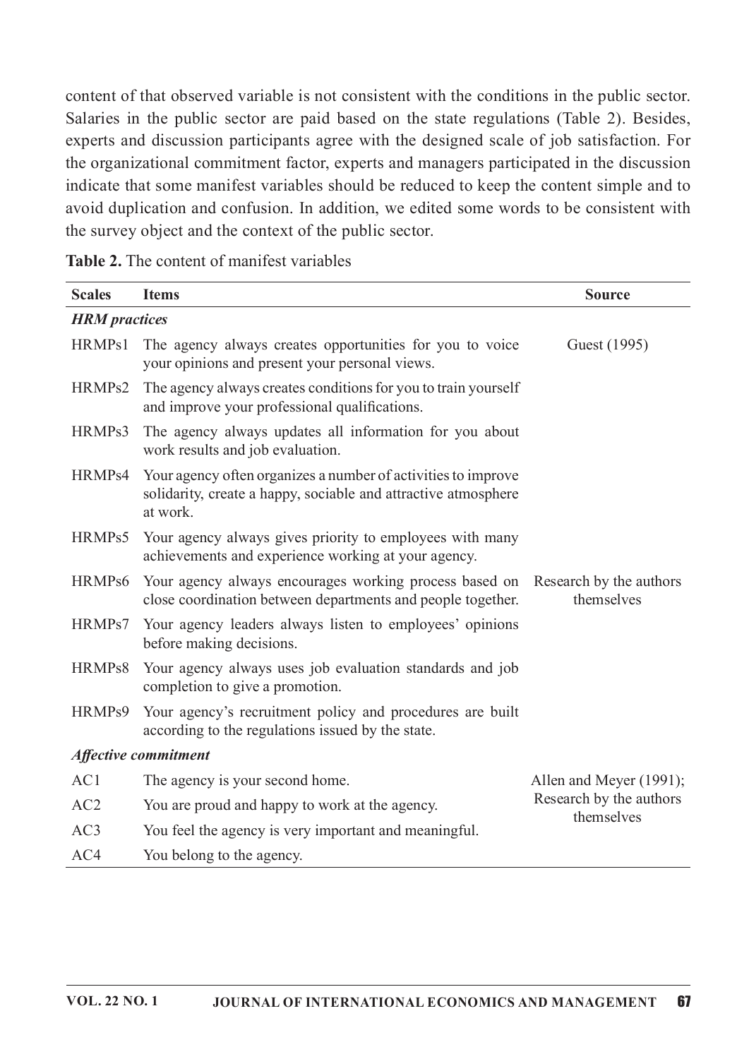content of that observed variable is not consistent with the conditions in the public sector. Salaries in the public sector are paid based on the state regulations (Table 2). Besides, experts and discussion participants agree with the designed scale of job satisfaction. For the organizational commitment factor, experts and managers participated in the discussion indicate that some manifest variables should be reduced to keep the content simple and to avoid duplication and confusion. In addition, we edited some words to be consistent with the survey object and the context of the public sector.

**Table 2.** The content of manifest variables

| Scales | Items | Source |
|---|---|---|
| ***HRM practices*** | | |
| HRMPs1 | The agency always creates opportunities for you to voice your opinions and present your personal views. | Guest (1995) |
| HRMPs2 | The agency always creates conditions for you to train yourself and improve your professional qualifications. | |
| HRMPs3 | The agency always updates all information for you about work results and job evaluation. | |
| HRMPs4 | Your agency often organizes a number of activities to improve solidarity, create a happy, sociable and attractive atmosphere at work. | |
| HRMPs5 | Your agency always gives priority to employees with many achievements and experience working at your agency. | |
| HRMPs6 | Your agency always encourages working process based on close coordination between departments and people together. | Research by the authors themselves |
| HRMPs7 | Your agency leaders always listen to employees' opinions before making decisions. | |
| HRMPs8 | Your agency always uses job evaluation standards and job completion to give a promotion. | |
| HRMPs9 | Your agency's recruitment policy and procedures are built according to the regulations issued by the state. | |
| ***Affective commitment*** | | |
| AC1 | The agency is your second home. | Allen and Meyer (1991); Research by the authors themselves |
| AC2 | You are proud and happy to work at the agency. | |
| AC3 | You feel the agency is very important and meaningful. | |
| AC4 | You belong to the agency. | |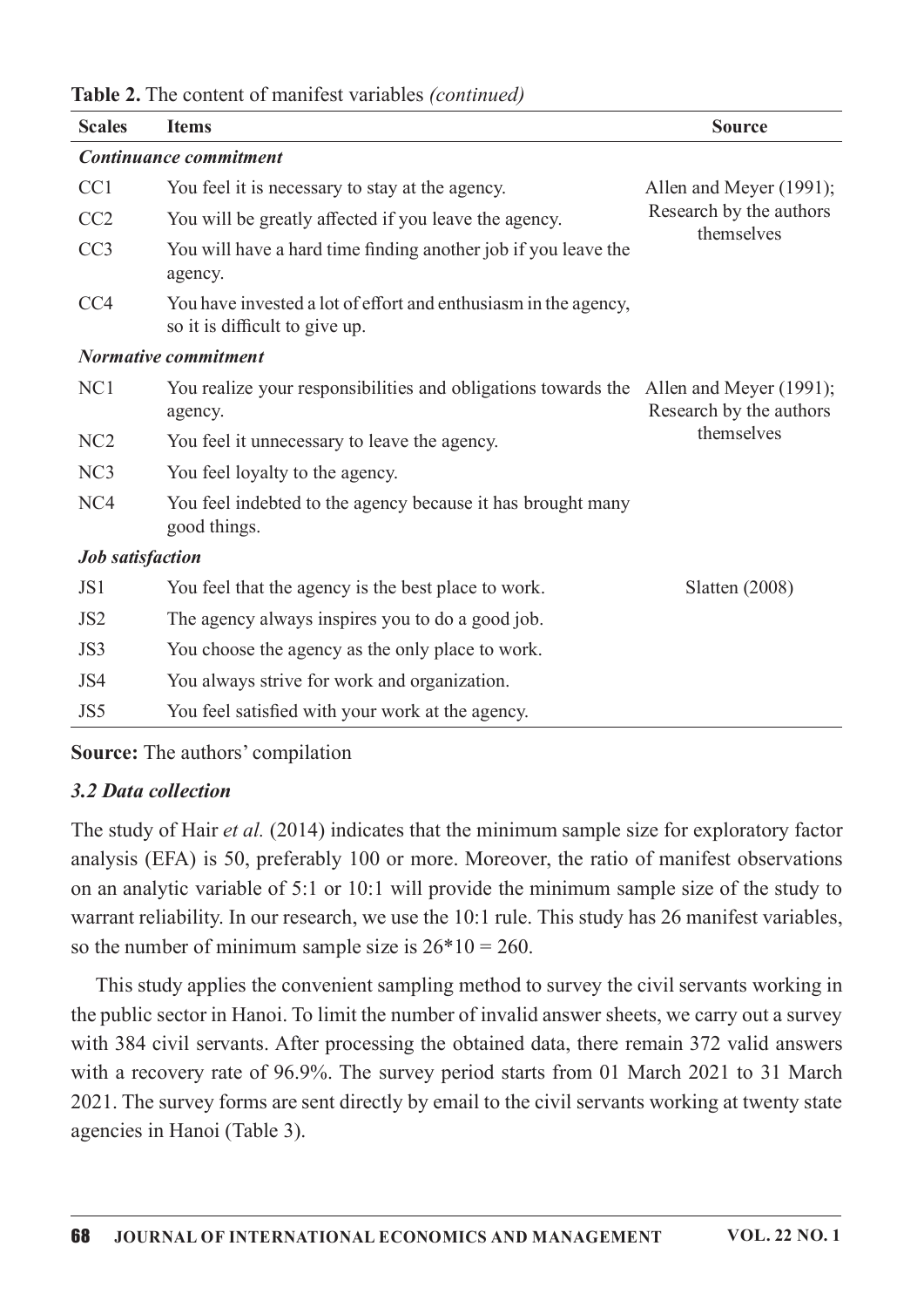**Table 2.** The content of manifest variables *(continued)*

| Scales | Items | Source |
|---|---|---|
| ***Continuance commitment*** | | |
| CC1 | You feel it is necessary to stay at the agency. | Allen and Meyer (1991); Research by the authors themselves |
| CC2 | You will be greatly affected if you leave the agency. | |
| CC3 | You will have a hard time finding another job if you leave the agency. | |
| CC4 | You have invested a lot of effort and enthusiasm in the agency, so it is difficult to give up. | |
| ***Normative commitment*** | | |
| NC1 | You realize your responsibilities and obligations towards the agency. | Allen and Meyer (1991); Research by the authors themselves |
| NC2 | You feel it unnecessary to leave the agency. | |
| NC3 | You feel loyalty to the agency. | |
| NC4 | You feel indebted to the agency because it has brought many good things. | |
| ***Job satisfaction*** | | |
| JS1 | You feel that the agency is the best place to work. | Slatten (2008) |
| JS2 | The agency always inspires you to do a good job. | |
| JS3 | You choose the agency as the only place to work. | |
| JS4 | You always strive for work and organization. | |
| JS5 | You feel satisfied with your work at the agency. | |

**Source:** The authors' compilation

### *3.2 Data collection*

The study of Hair *et al.* (2014) indicates that the minimum sample size for exploratory factor analysis (EFA) is 50, preferably 100 or more. Moreover, the ratio of manifest observations on an analytic variable of 5:1 or 10:1 will provide the minimum sample size of the study to warrant reliability. In our research, we use the 10:1 rule. This study has 26 manifest variables, so the number of minimum sample size is 26*10 = 260.

This study applies the convenient sampling method to survey the civil servants working in the public sector in Hanoi. To limit the number of invalid answer sheets, we carry out a survey with 384 civil servants. After processing the obtained data, there remain 372 valid answers with a recovery rate of 96.9%. The survey period starts from 01 March 2021 to 31 March 2021. The survey forms are sent directly by email to the civil servants working at twenty state agencies in Hanoi (Table 3).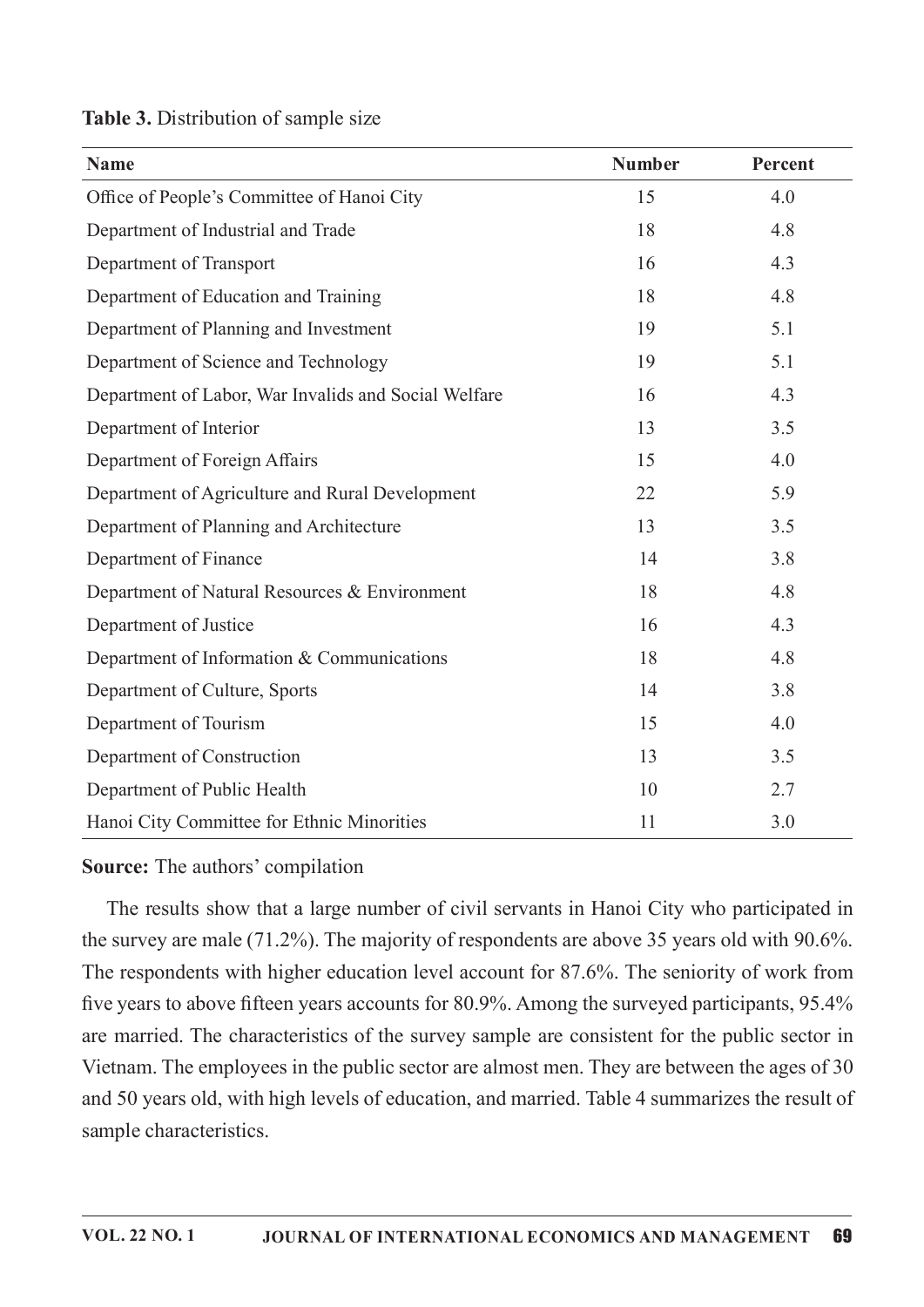**Table 3.** Distribution of sample size

| Name | Number | Percent |
|---|---|---|
| Office of People's Committee of Hanoi City | 15 | 4.0 |
| Department of Industrial and Trade | 18 | 4.8 |
| Department of Transport | 16 | 4.3 |
| Department of Education and Training | 18 | 4.8 |
| Department of Planning and Investment | 19 | 5.1 |
| Department of Science and Technology | 19 | 5.1 |
| Department of Labor, War Invalids and Social Welfare | 16 | 4.3 |
| Department of Interior | 13 | 3.5 |
| Department of Foreign Affairs | 15 | 4.0 |
| Department of Agriculture and Rural Development | 22 | 5.9 |
| Department of Planning and Architecture | 13 | 3.5 |
| Department of Finance | 14 | 3.8 |
| Department of Natural Resources & Environment | 18 | 4.8 |
| Department of Justice | 16 | 4.3 |
| Department of Information & Communications | 18 | 4.8 |
| Department of Culture, Sports | 14 | 3.8 |
| Department of Tourism | 15 | 4.0 |
| Department of Construction | 13 | 3.5 |
| Department of Public Health | 10 | 2.7 |
| Hanoi City Committee for Ethnic Minorities | 11 | 3.0 |

**Source:** The authors' compilation

The results show that a large number of civil servants in Hanoi City who participated in the survey are male (71.2%). The majority of respondents are above 35 years old with 90.6%. The respondents with higher education level account for 87.6%. The seniority of work from five years to above fifteen years accounts for 80.9%. Among the surveyed participants, 95.4% are married. The characteristics of the survey sample are consistent for the public sector in Vietnam. The employees in the public sector are almost men. They are between the ages of 30 and 50 years old, with high levels of education, and married. Table 4 summarizes the result of sample characteristics.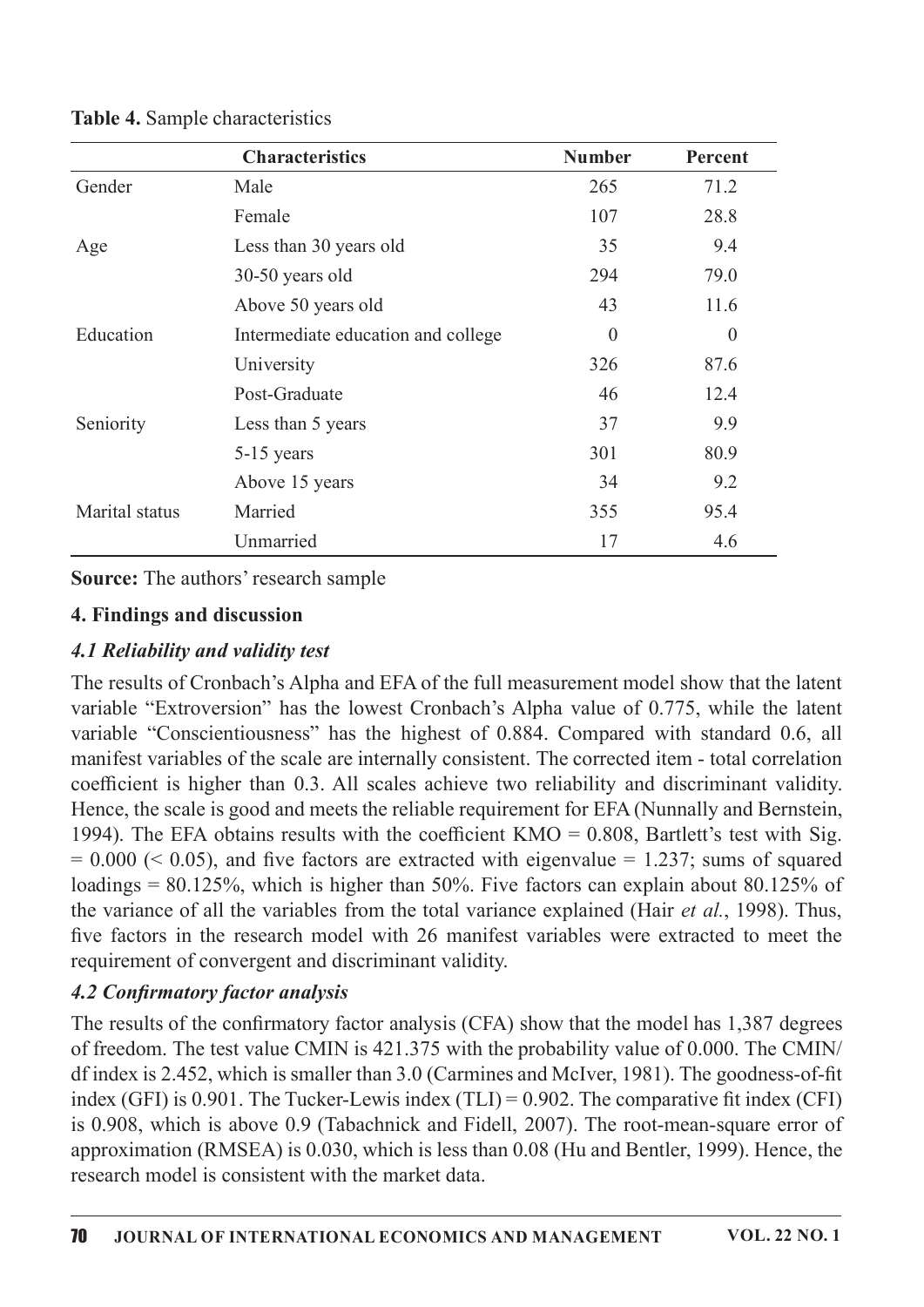**Table 4.** Sample characteristics

| | Characteristics | Number | Percent |
|---|---|---|---|
| Gender | Male | 265 | 71.2 |
| | Female | 107 | 28.8 |
| Age | Less than 30 years old | 35 | 9.4 |
| | 30-50 years old | 294 | 79.0 |
| | Above 50 years old | 43 | 11.6 |
| Education | Intermediate education and college | 0 | 0 |
| | University | 326 | 87.6 |
| | Post-Graduate | 46 | 12.4 |
| Seniority | Less than 5 years | 37 | 9.9 |
| | 5-15 years | 301 | 80.9 |
| | Above 15 years | 34 | 9.2 |
| Marital status | Married | 355 | 95.4 |
| | Unmarried | 17 | 4.6 |

**Source:** The authors' research sample

## 4. Findings and discussion

### *4.1 Reliability and validity test*

The results of Cronbach's Alpha and EFA of the full measurement model show that the latent variable "Extroversion" has the lowest Cronbach's Alpha value of 0.775, while the latent variable "Conscientiousness" has the highest of 0.884. Compared with standard 0.6, all manifest variables of the scale are internally consistent. The corrected item - total correlation coefficient is higher than 0.3. All scales achieve two reliability and discriminant validity. Hence, the scale is good and meets the reliable requirement for EFA (Nunnally and Bernstein, 1994). The EFA obtains results with the coefficient KMO = 0.808, Bartlett's test with Sig. = 0.000 ($< 0.05$), and five factors are extracted with eigenvalue = 1.237; sums of squared loadings = 80.125%, which is higher than 50%. Five factors can explain about 80.125% of the variance of all the variables from the total variance explained (Hair *et al.*, 1998). Thus, five factors in the research model with 26 manifest variables were extracted to meet the requirement of convergent and discriminant validity.

### *4.2 Confirmatory factor analysis*

The results of the confirmatory factor analysis (CFA) show that the model has 1,387 degrees of freedom. The test value CMIN is 421.375 with the probability value of 0.000. The CMIN/df index is 2.452, which is smaller than 3.0 (Carmines and McIver, 1981). The goodness-of-fit index (GFI) is 0.901. The Tucker-Lewis index (TLI) = 0.902. The comparative fit index (CFI) is 0.908, which is above 0.9 (Tabachnick and Fidell, 2007). The root-mean-square error of approximation (RMSEA) is 0.030, which is less than 0.08 (Hu and Bentler, 1999). Hence, the research model is consistent with the market data.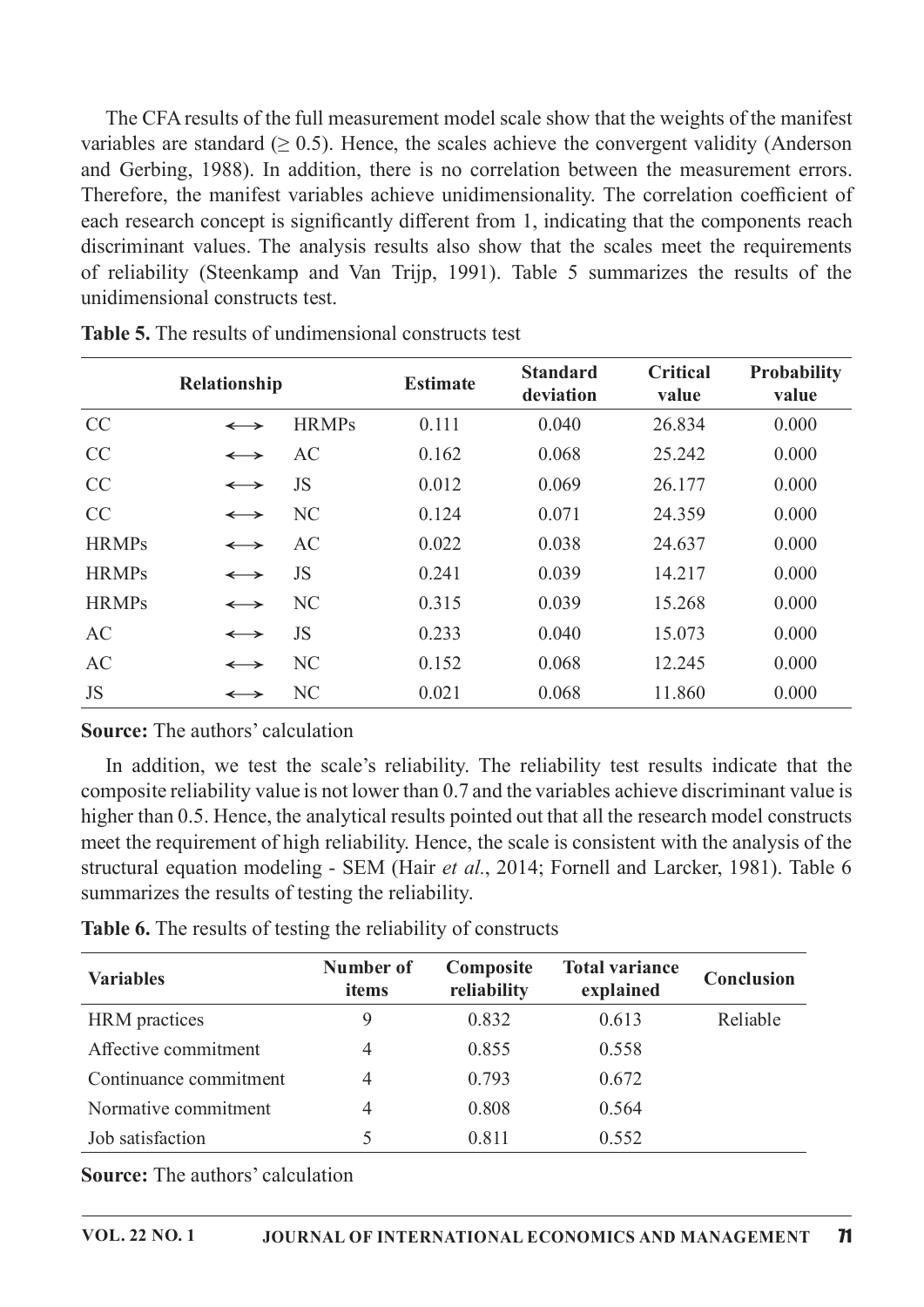The CFA results of the full measurement model scale show that the weights of the manifest variables are standard ($\geq 0.5$). Hence, the scales achieve the convergent validity (Anderson and Gerbing, 1988). In addition, there is no correlation between the measurement errors. Therefore, the manifest variables achieve unidimensionality. The correlation coefficient of each research concept is significantly different from 1, indicating that the components reach discriminant values. The analysis results also show that the scales meet the requirements of reliability (Steenkamp and Van Trijp, 1991). Table 5 summarizes the results of the unidimensional constructs test.

**Table 5.** The results of undimensional constructs test

| Relationship | | | Estimate | Standard deviation | Critical value | Probability value |
|---|---|---|---|---|---|---|
| CC | ⟷ | HRMPs | 0.111 | 0.040 | 26.834 | 0.000 |
| CC | ⟷ | AC | 0.162 | 0.068 | 25.242 | 0.000 |
| CC | ⟷ | JS | 0.012 | 0.069 | 26.177 | 0.000 |
| CC | ⟷ | NC | 0.124 | 0.071 | 24.359 | 0.000 |
| HRMPs | ⟷ | AC | 0.022 | 0.038 | 24.637 | 0.000 |
| HRMPs | ⟷ | JS | 0.241 | 0.039 | 14.217 | 0.000 |
| HRMPs | ⟷ | NC | 0.315 | 0.039 | 15.268 | 0.000 |
| AC | ⟷ | JS | 0.233 | 0.040 | 15.073 | 0.000 |
| AC | ⟷ | NC | 0.152 | 0.068 | 12.245 | 0.000 |
| JS | ⟷ | NC | 0.021 | 0.068 | 11.860 | 0.000 |

**Source:** The authors' calculation

In addition, we test the scale's reliability. The reliability test results indicate that the composite reliability value is not lower than 0.7 and the variables achieve discriminant value is higher than 0.5. Hence, the analytical results pointed out that all the research model constructs meet the requirement of high reliability. Hence, the scale is consistent with the analysis of the structural equation modeling - SEM (Hair *et al.*, 2014; Fornell and Larcker, 1981). Table 6 summarizes the results of testing the reliability.

**Table 6.** The results of testing the reliability of constructs

| Variables | Number of items | Composite reliability | Total variance explained | Conclusion |
|---|---|---|---|---|
| HRM practices | 9 | 0.832 | 0.613 | Reliable |
| Affective commitment | 4 | 0.855 | 0.558 | |
| Continuance commitment | 4 | 0.793 | 0.672 | |
| Normative commitment | 4 | 0.808 | 0.564 | |
| Job satisfaction | 5 | 0.811 | 0.552 | |

**Source:** The authors' calculation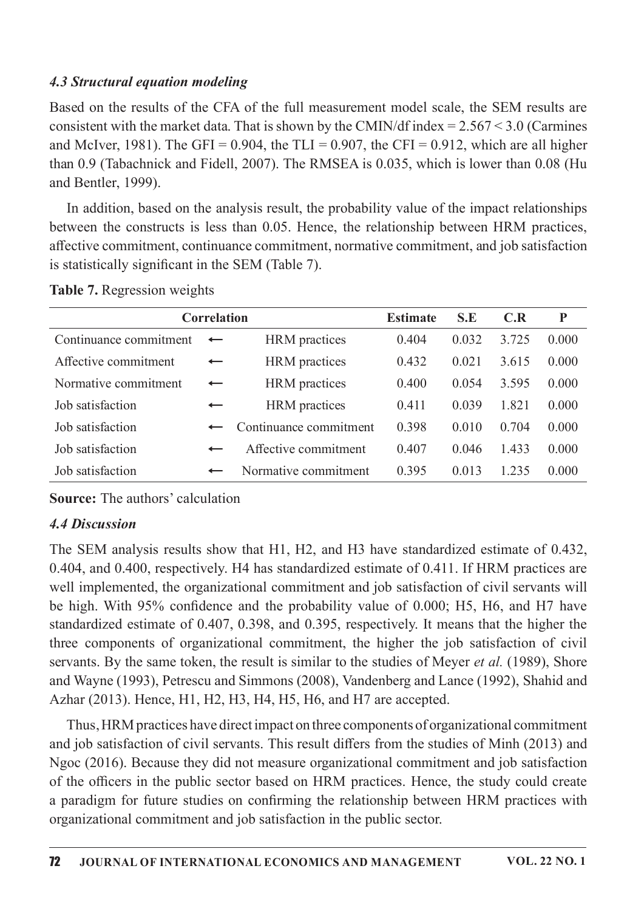### *4.3 Structural equation modeling*

Based on the results of the CFA of the full measurement model scale, the SEM results are consistent with the market data. That is shown by the CMIN/df index = 2.567 < 3.0 (Carmines and McIver, 1981). The GFI = 0.904, the TLI = 0.907, the CFI = 0.912, which are all higher than 0.9 (Tabachnick and Fidell, 2007). The RMSEA is 0.035, which is lower than 0.08 (Hu and Bentler, 1999).

In addition, based on the analysis result, the probability value of the impact relationships between the constructs is less than 0.05. Hence, the relationship between HRM practices, affective commitment, continuance commitment, normative commitment, and job satisfaction is statistically significant in the SEM (Table 7).

**Table 7.** Regression weights

| Correlation | | | Estimate | S.E | C.R | P |
|---|---|---|---|---|---|---|
| Continuance commitment | ← | HRM practices | 0.404 | 0.032 | 3.725 | 0.000 |
| Affective commitment | ← | HRM practices | 0.432 | 0.021 | 3.615 | 0.000 |
| Normative commitment | ← | HRM practices | 0.400 | 0.054 | 3.595 | 0.000 |
| Job satisfaction | ← | HRM practices | 0.411 | 0.039 | 1.821 | 0.000 |
| Job satisfaction | ← | Continuance commitment | 0.398 | 0.010 | 0.704 | 0.000 |
| Job satisfaction | ← | Affective commitment | 0.407 | 0.046 | 1.433 | 0.000 |
| Job satisfaction | ← | Normative commitment | 0.395 | 0.013 | 1.235 | 0.000 |

**Source:** The authors' calculation

### *4.4 Discussion*

The SEM analysis results show that H1, H2, and H3 have standardized estimate of 0.432, 0.404, and 0.400, respectively. H4 has standardized estimate of 0.411. If HRM practices are well implemented, the organizational commitment and job satisfaction of civil servants will be high. With 95% confidence and the probability value of 0.000; H5, H6, and H7 have standardized estimate of 0.407, 0.398, and 0.395, respectively. It means that the higher the three components of organizational commitment, the higher the job satisfaction of civil servants. By the same token, the result is similar to the studies of Meyer *et al.* (1989), Shore and Wayne (1993), Petrescu and Simmons (2008), Vandenberg and Lance (1992), Shahid and Azhar (2013). Hence, H1, H2, H3, H4, H5, H6, and H7 are accepted.

Thus, HRM practices have direct impact on three components of organizational commitment and job satisfaction of civil servants. This result differs from the studies of Minh (2013) and Ngoc (2016). Because they did not measure organizational commitment and job satisfaction of the officers in the public sector based on HRM practices. Hence, the study could create a paradigm for future studies on confirming the relationship between HRM practices with organizational commitment and job satisfaction in the public sector.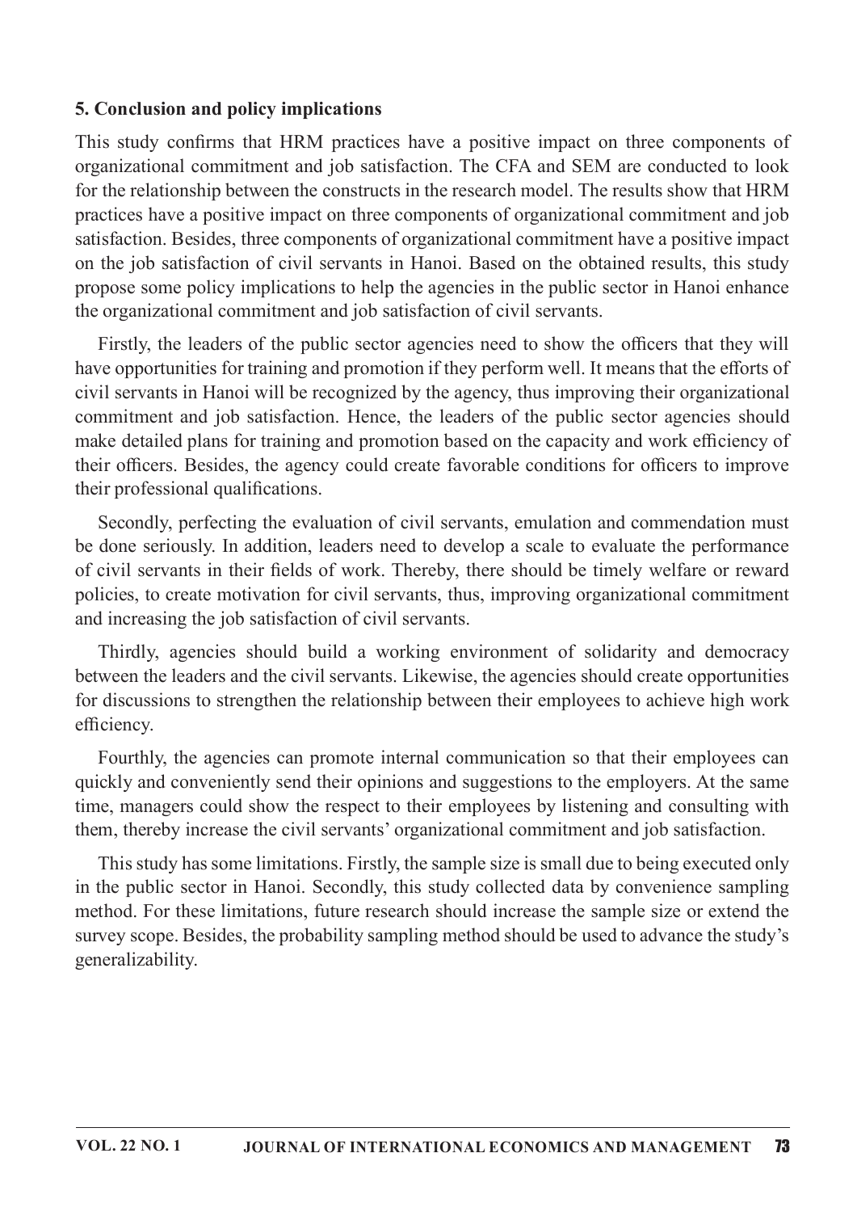## 5. Conclusion and policy implications

This study confirms that HRM practices have a positive impact on three components of organizational commitment and job satisfaction. The CFA and SEM are conducted to look for the relationship between the constructs in the research model. The results show that HRM practices have a positive impact on three components of organizational commitment and job satisfaction. Besides, three components of organizational commitment have a positive impact on the job satisfaction of civil servants in Hanoi. Based on the obtained results, this study propose some policy implications to help the agencies in the public sector in Hanoi enhance the organizational commitment and job satisfaction of civil servants.

Firstly, the leaders of the public sector agencies need to show the officers that they will have opportunities for training and promotion if they perform well. It means that the efforts of civil servants in Hanoi will be recognized by the agency, thus improving their organizational commitment and job satisfaction. Hence, the leaders of the public sector agencies should make detailed plans for training and promotion based on the capacity and work efficiency of their officers. Besides, the agency could create favorable conditions for officers to improve their professional qualifications.

Secondly, perfecting the evaluation of civil servants, emulation and commendation must be done seriously. In addition, leaders need to develop a scale to evaluate the performance of civil servants in their fields of work. Thereby, there should be timely welfare or reward policies, to create motivation for civil servants, thus, improving organizational commitment and increasing the job satisfaction of civil servants.

Thirdly, agencies should build a working environment of solidarity and democracy between the leaders and the civil servants. Likewise, the agencies should create opportunities for discussions to strengthen the relationship between their employees to achieve high work efficiency.

Fourthly, the agencies can promote internal communication so that their employees can quickly and conveniently send their opinions and suggestions to the employers. At the same time, managers could show the respect to their employees by listening and consulting with them, thereby increase the civil servants' organizational commitment and job satisfaction.

This study has some limitations. Firstly, the sample size is small due to being executed only in the public sector in Hanoi. Secondly, this study collected data by convenience sampling method. For these limitations, future research should increase the sample size or extend the survey scope. Besides, the probability sampling method should be used to advance the study's generalizability.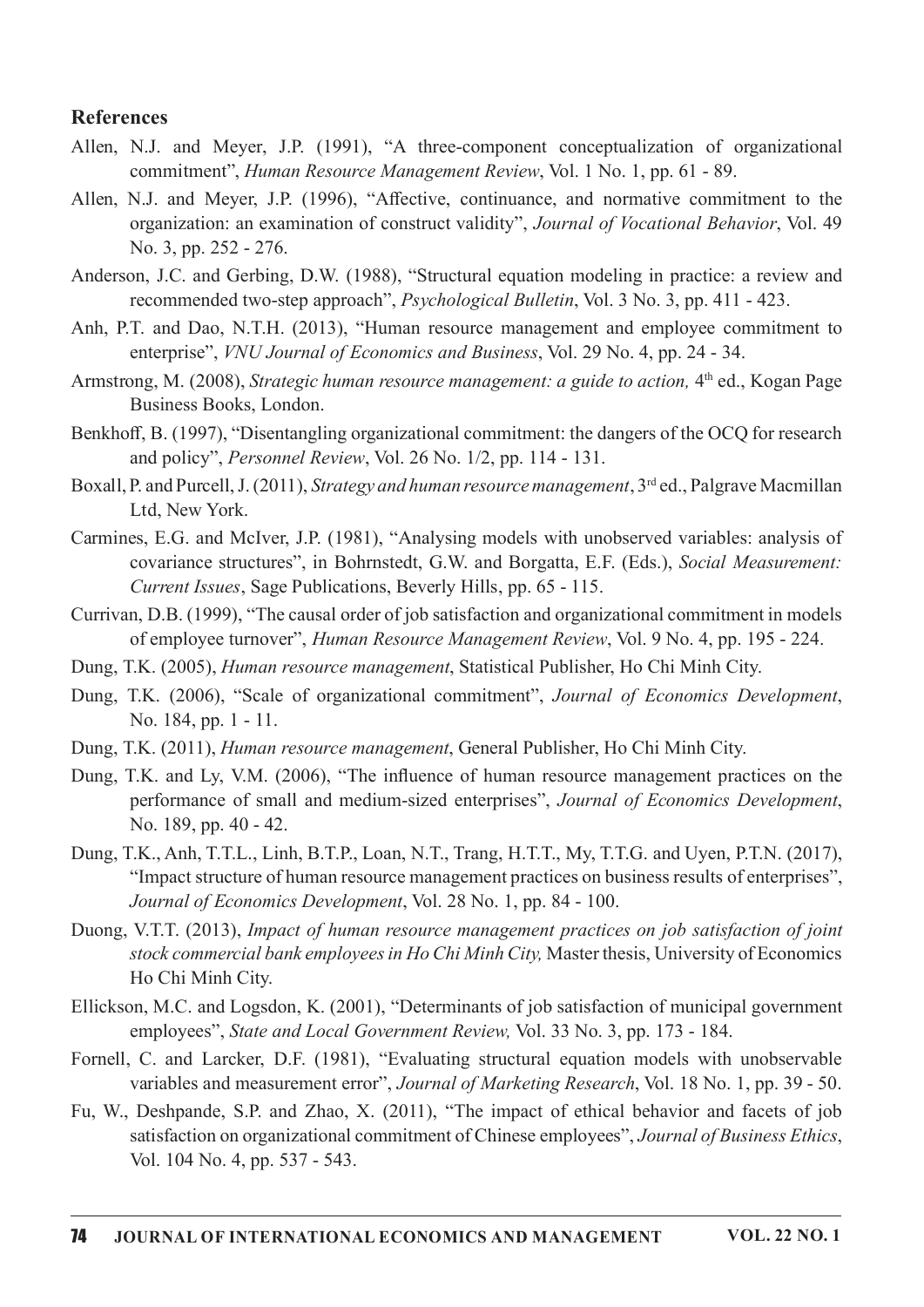## References

Allen, N.J. and Meyer, J.P. (1991), "A three-component conceptualization of organizational commitment", *Human Resource Management Review*, Vol. 1 No. 1, pp. 61 - 89.

Allen, N.J. and Meyer, J.P. (1996), "Affective, continuance, and normative commitment to the organization: an examination of construct validity", *Journal of Vocational Behavior*, Vol. 49 No. 3, pp. 252 - 276.

Anderson, J.C. and Gerbing, D.W. (1988), "Structural equation modeling in practice: a review and recommended two-step approach", *Psychological Bulletin*, Vol. 3 No. 3, pp. 411 - 423.

Anh, P.T. and Dao, N.T.H. (2013), "Human resource management and employee commitment to enterprise", *VNU Journal of Economics and Business*, Vol. 29 No. 4, pp. 24 - 34.

Armstrong, M. (2008), *Strategic human resource management: a guide to action,* 4th ed., Kogan Page Business Books, London.

Benkhoff, B. (1997), "Disentangling organizational commitment: the dangers of the OCQ for research and policy", *Personnel Review*, Vol. 26 No. 1/2, pp. 114 - 131.

Boxall, P. and Purcell, J. (2011), *Strategy and human resource management*, 3rd ed., Palgrave Macmillan Ltd, New York.

Carmines, E.G. and McIver, J.P. (1981), "Analysing models with unobserved variables: analysis of covariance structures", in Bohrnstedt, G.W. and Borgatta, E.F. (Eds.), *Social Measurement: Current Issues*, Sage Publications, Beverly Hills, pp. 65 - 115.

Currivan, D.B. (1999), "The causal order of job satisfaction and organizational commitment in models of employee turnover", *Human Resource Management Review*, Vol. 9 No. 4, pp. 195 - 224.

Dung, T.K. (2005), *Human resource management*, Statistical Publisher, Ho Chi Minh City.

Dung, T.K. (2006), "Scale of organizational commitment", *Journal of Economics Development*, No. 184, pp. 1 - 11.

Dung, T.K. (2011), *Human resource management*, General Publisher, Ho Chi Minh City.

Dung, T.K. and Ly, V.M. (2006), "The influence of human resource management practices on the performance of small and medium-sized enterprises", *Journal of Economics Development*, No. 189, pp. 40 - 42.

Dung, T.K., Anh, T.T.L., Linh, B.T.P., Loan, N.T., Trang, H.T.T., My, T.T.G. and Uyen, P.T.N. (2017), "Impact structure of human resource management practices on business results of enterprises", *Journal of Economics Development*, Vol. 28 No. 1, pp. 84 - 100.

Duong, V.T.T. (2013), *Impact of human resource management practices on job satisfaction of joint stock commercial bank employees in Ho Chi Minh City,* Master thesis, University of Economics Ho Chi Minh City.

Ellickson, M.C. and Logsdon, K. (2001), "Determinants of job satisfaction of municipal government employees", *State and Local Government Review,* Vol. 33 No. 3, pp. 173 - 184.

Fornell, C. and Larcker, D.F. (1981), "Evaluating structural equation models with unobservable variables and measurement error", *Journal of Marketing Research*, Vol. 18 No. 1, pp. 39 - 50.

Fu, W., Deshpande, S.P. and Zhao, X. (2011), "The impact of ethical behavior and facets of job satisfaction on organizational commitment of Chinese employees", *Journal of Business Ethics*, Vol. 104 No. 4, pp. 537 - 543.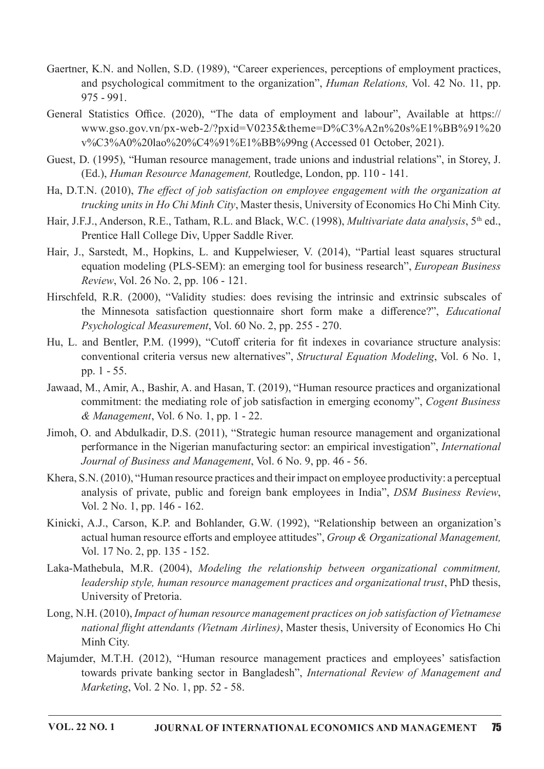Gaertner, K.N. and Nollen, S.D. (1989), "Career experiences, perceptions of employment practices, and psychological commitment to the organization", *Human Relations,* Vol. 42 No. 11, pp. 975 - 991.

General Statistics Office. (2020), "The data of employment and labour", Available at https://www.gso.gov.vn/px-web-2/?pxid=V0235&theme=D%C3%A2n%20s%E1%BB%91%20v%C3%A0%20lao%20%C4%91%E1%BB%99ng (Accessed 01 October, 2021).

Guest, D. (1995), "Human resource management, trade unions and industrial relations", in Storey, J. (Ed.), *Human Resource Management,* Routledge, London, pp. 110 - 141.

Ha, D.T.N. (2010), *The effect of job satisfaction on employee engagement with the organization at trucking units in Ho Chi Minh City*, Master thesis, University of Economics Ho Chi Minh City.

Hair, J.F.J., Anderson, R.E., Tatham, R.L. and Black, W.C. (1998), *Multivariate data analysis*, 5th ed., Prentice Hall College Div, Upper Saddle River.

Hair, J., Sarstedt, M., Hopkins, L. and Kuppelwieser, V. (2014), "Partial least squares structural equation modeling (PLS-SEM): an emerging tool for business research", *European Business Review*, Vol. 26 No. 2, pp. 106 - 121.

Hirschfeld, R.R. (2000), "Validity studies: does revising the intrinsic and extrinsic subscales of the Minnesota satisfaction questionnaire short form make a difference?", *Educational Psychological Measurement*, Vol. 60 No. 2, pp. 255 - 270.

Hu, L. and Bentler, P.M. (1999), "Cutoff criteria for fit indexes in covariance structure analysis: conventional criteria versus new alternatives", *Structural Equation Modeling*, Vol. 6 No. 1, pp. 1 - 55.

Jawaad, M., Amir, A., Bashir, A. and Hasan, T. (2019), "Human resource practices and organizational commitment: the mediating role of job satisfaction in emerging economy", *Cogent Business & Management*, Vol. 6 No. 1, pp. 1 - 22.

Jimoh, O. and Abdulkadir, D.S. (2011), "Strategic human resource management and organizational performance in the Nigerian manufacturing sector: an empirical investigation", *International Journal of Business and Management*, Vol. 6 No. 9, pp. 46 - 56.

Khera, S.N. (2010), "Human resource practices and their impact on employee productivity: a perceptual analysis of private, public and foreign bank employees in India", *DSM Business Review*, Vol. 2 No. 1, pp. 146 - 162.

Kinicki, A.J., Carson, K.P. and Bohlander, G.W. (1992), "Relationship between an organization's actual human resource efforts and employee attitudes", *Group & Organizational Management,* Vol. 17 No. 2, pp. 135 - 152.

Laka-Mathebula, M.R. (2004), *Modeling the relationship between organizational commitment, leadership style, human resource management practices and organizational trust*, PhD thesis, University of Pretoria.

Long, N.H. (2010), *Impact of human resource management practices on job satisfaction of Vietnamese national flight attendants (Vietnam Airlines)*, Master thesis, University of Economics Ho Chi Minh City.

Majumder, M.T.H. (2012), "Human resource management practices and employees' satisfaction towards private banking sector in Bangladesh", *International Review of Management and Marketing*, Vol. 2 No. 1, pp. 52 - 58.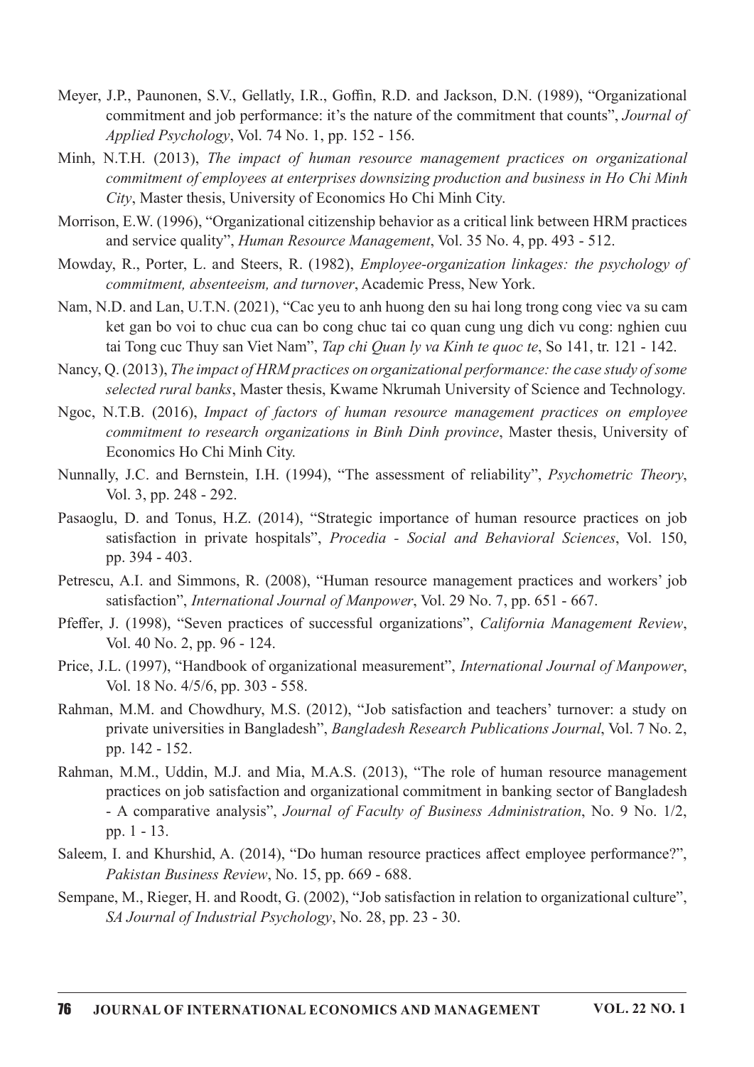Meyer, J.P., Paunonen, S.V., Gellatly, I.R., Goffin, R.D. and Jackson, D.N. (1989), "Organizational commitment and job performance: it's the nature of the commitment that counts", *Journal of Applied Psychology*, Vol. 74 No. 1, pp. 152 - 156.

Minh, N.T.H. (2013), *The impact of human resource management practices on organizational commitment of employees at enterprises downsizing production and business in Ho Chi Minh City*, Master thesis, University of Economics Ho Chi Minh City.

Morrison, E.W. (1996), "Organizational citizenship behavior as a critical link between HRM practices and service quality", *Human Resource Management*, Vol. 35 No. 4, pp. 493 - 512.

Mowday, R., Porter, L. and Steers, R. (1982), *Employee-organization linkages: the psychology of commitment, absenteeism, and turnover*, Academic Press, New York.

Nam, N.D. and Lan, U.T.N. (2021), "Cac yeu to anh huong den su hai long trong cong viec va su cam ket gan bo voi to chuc cua can bo cong chuc tai co quan cung ung dich vu cong: nghien cuu tai Tong cuc Thuy san Viet Nam", *Tap chi Quan ly va Kinh te quoc te*, So 141, tr. 121 - 142.

Nancy, Q. (2013), *The impact of HRM practices on organizational performance: the case study of some selected rural banks*, Master thesis, Kwame Nkrumah University of Science and Technology.

Ngoc, N.T.B. (2016), *Impact of factors of human resource management practices on employee commitment to research organizations in Binh Dinh province*, Master thesis, University of Economics Ho Chi Minh City.

Nunnally, J.C. and Bernstein, I.H. (1994), "The assessment of reliability", *Psychometric Theory*, Vol. 3, pp. 248 - 292.

Pasaoglu, D. and Tonus, H.Z. (2014), "Strategic importance of human resource practices on job satisfaction in private hospitals", *Procedia - Social and Behavioral Sciences*, Vol. 150, pp. 394 - 403.

Petrescu, A.I. and Simmons, R. (2008), "Human resource management practices and workers' job satisfaction", *International Journal of Manpower*, Vol. 29 No. 7, pp. 651 - 667.

Pfeffer, J. (1998), "Seven practices of successful organizations", *California Management Review*, Vol. 40 No. 2, pp. 96 - 124.

Price, J.L. (1997), "Handbook of organizational measurement", *International Journal of Manpower*, Vol. 18 No. 4/5/6, pp. 303 - 558.

Rahman, M.M. and Chowdhury, M.S. (2012), "Job satisfaction and teachers' turnover: a study on private universities in Bangladesh", *Bangladesh Research Publications Journal*, Vol. 7 No. 2, pp. 142 - 152.

Rahman, M.M., Uddin, M.J. and Mia, M.A.S. (2013), "The role of human resource management practices on job satisfaction and organizational commitment in banking sector of Bangladesh - A comparative analysis", *Journal of Faculty of Business Administration*, No. 9 No. 1/2, pp. 1 - 13.

Saleem, I. and Khurshid, A. (2014), "Do human resource practices affect employee performance?", *Pakistan Business Review*, No. 15, pp. 669 - 688.

Sempane, M., Rieger, H. and Roodt, G. (2002), "Job satisfaction in relation to organizational culture", *SA Journal of Industrial Psychology*, No. 28, pp. 23 - 30.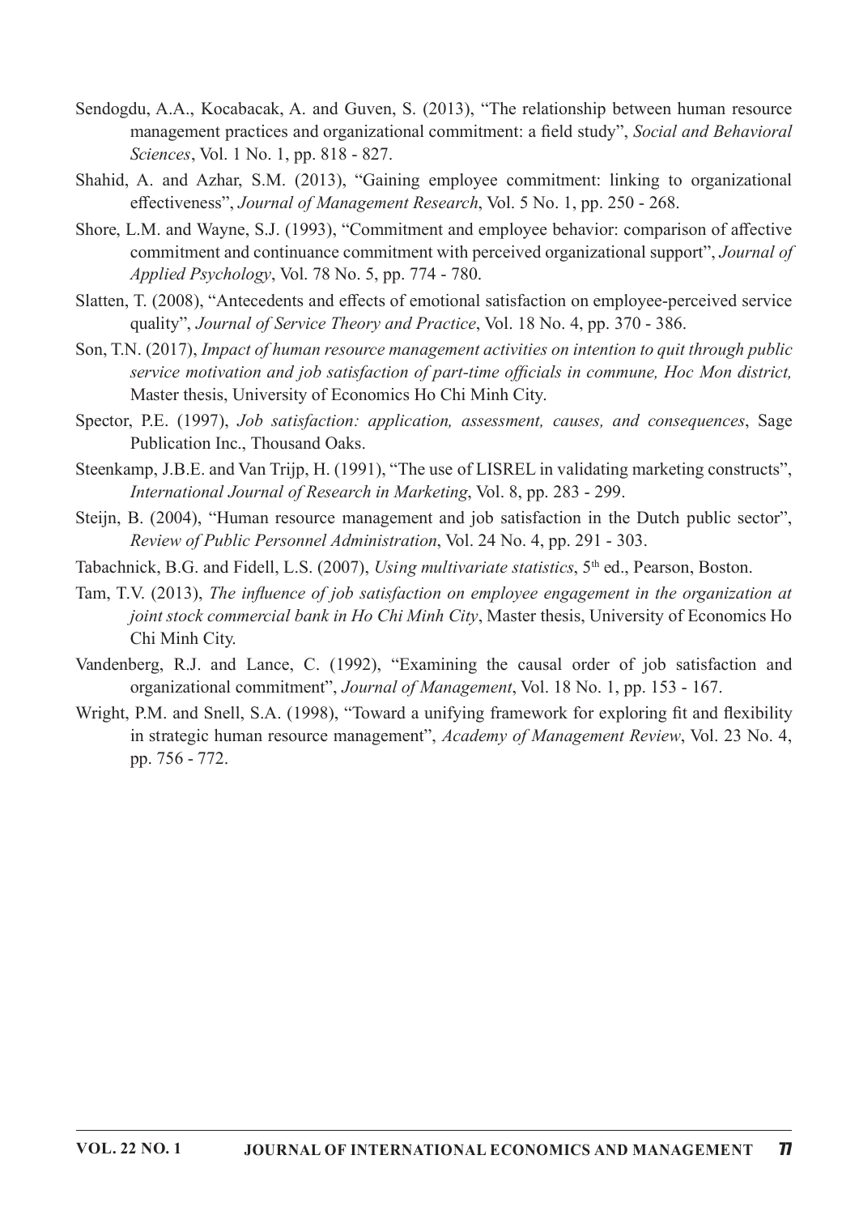Sendogdu, A.A., Kocabacak, A. and Guven, S. (2013), "The relationship between human resource management practices and organizational commitment: a field study", *Social and Behavioral Sciences*, Vol. 1 No. 1, pp. 818 - 827.

Shahid, A. and Azhar, S.M. (2013), "Gaining employee commitment: linking to organizational effectiveness", *Journal of Management Research*, Vol. 5 No. 1, pp. 250 - 268.

Shore, L.M. and Wayne, S.J. (1993), "Commitment and employee behavior: comparison of affective commitment and continuance commitment with perceived organizational support", *Journal of Applied Psychology*, Vol. 78 No. 5, pp. 774 - 780.

Slatten, T. (2008), "Antecedents and effects of emotional satisfaction on employee-perceived service quality", *Journal of Service Theory and Practice*, Vol. 18 No. 4, pp. 370 - 386.

Son, T.N. (2017), *Impact of human resource management activities on intention to quit through public service motivation and job satisfaction of part-time officials in commune, Hoc Mon district,* Master thesis, University of Economics Ho Chi Minh City.

Spector, P.E. (1997), *Job satisfaction: application, assessment, causes, and consequences*, Sage Publication Inc., Thousand Oaks.

Steenkamp, J.B.E. and Van Trijp, H. (1991), "The use of LISREL in validating marketing constructs", *International Journal of Research in Marketing*, Vol. 8, pp. 283 - 299.

Steijn, B. (2004), "Human resource management and job satisfaction in the Dutch public sector", *Review of Public Personnel Administration*, Vol. 24 No. 4, pp. 291 - 303.

Tabachnick, B.G. and Fidell, L.S. (2007), *Using multivariate statistics*, 5th ed., Pearson, Boston.

Tam, T.V. (2013), *The influence of job satisfaction on employee engagement in the organization at joint stock commercial bank in Ho Chi Minh City*, Master thesis, University of Economics Ho Chi Minh City.

Vandenberg, R.J. and Lance, C. (1992), "Examining the causal order of job satisfaction and organizational commitment", *Journal of Management*, Vol. 18 No. 1, pp. 153 - 167.

Wright, P.M. and Snell, S.A. (1998), "Toward a unifying framework for exploring fit and flexibility in strategic human resource management", *Academy of Management Review*, Vol. 23 No. 4, pp. 756 - 772.